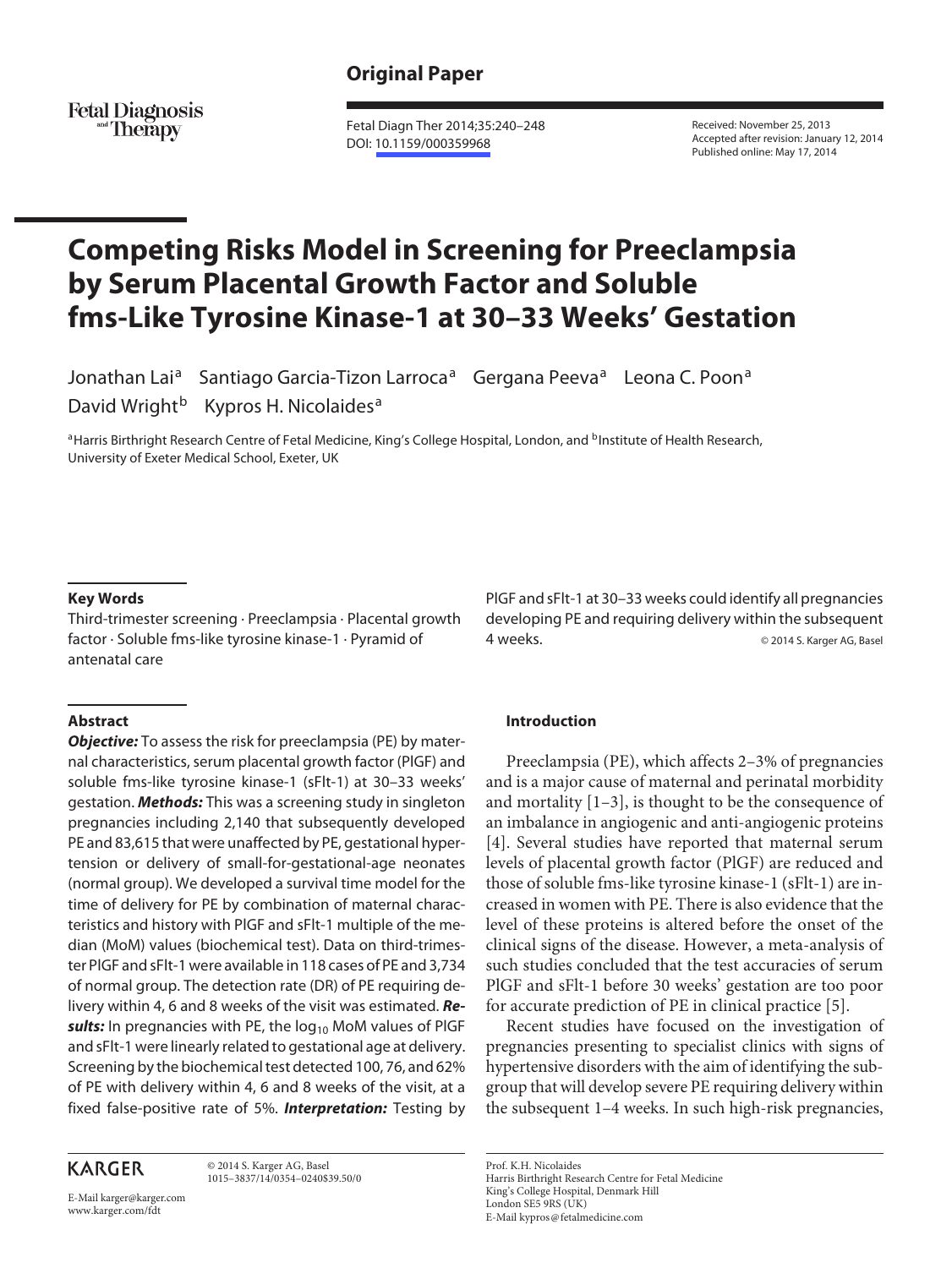## Original Paper

Fetal Diagnosis and Therapy

Fetal Diagn Ther 2014;35:240–248
DOI: 10.1159/000359968

Received: November 25, 2013
Accepted after revision: January 12, 2014
Published online: May 17, 2014

# Competing Risks Model in Screening for Preeclampsia by Serum Placental Growth Factor and Soluble fms-Like Tyrosine Kinase-1 at 30–33 Weeks' Gestation

Jonathan Lai[a] Santiago Garcia-Tizon Larroca[a] Gergana Peeva[a] Leona C. Poon[a] David Wright[b] Kypros H. Nicolaides[a]

[a]Harris Birthright Research Centre of Fetal Medicine, King's College Hospital, London, and [b]Institute of Health Research, University of Exeter Medical School, Exeter, UK

### Key Words

Third-trimester screening · Preeclampsia · Placental growth factor · Soluble fms-like tyrosine kinase-1 · Pyramid of antenatal care

### Abstract

***Objective:*** To assess the risk for preeclampsia (PE) by maternal characteristics, serum placental growth factor (PlGF) and soluble fms-like tyrosine kinase-1 (sFlt-1) at 30–33 weeks' gestation. ***Methods:*** This was a screening study in singleton pregnancies including 2,140 that subsequently developed PE and 83,615 that were unaffected by PE, gestational hypertension or delivery of small-for-gestational-age neonates (normal group). We developed a survival time model for the time of delivery for PE by combination of maternal characteristics and history with PlGF and sFlt-1 multiple of the median (MoM) values (biochemical test). Data on third-trimester PlGF and sFlt-1 were available in 118 cases of PE and 3,734 of normal group. The detection rate (DR) of PE requiring delivery within 4, 6 and 8 weeks of the visit was estimated. ***Results:*** In pregnancies with PE, the $\log_{10}$ MoM values of PlGF and sFlt-1 were linearly related to gestational age at delivery. Screening by the biochemical test detected 100, 76, and 62% of PE with delivery within 4, 6 and 8 weeks of the visit, at a fixed false-positive rate of 5%. ***Interpretation:*** Testing by PlGF and sFlt-1 at 30–33 weeks could identify all pregnancies developing PE and requiring delivery within the subsequent 4 weeks.

© 2014 S. Karger AG, Basel

### Introduction

Preeclampsia (PE), which affects 2–3% of pregnancies and is a major cause of maternal and perinatal morbidity and mortality [1–3], is thought to be the consequence of an imbalance in angiogenic and anti-angiogenic proteins [4]. Several studies have reported that maternal serum levels of placental growth factor (PlGF) are reduced and those of soluble fms-like tyrosine kinase-1 (sFlt-1) are increased in women with PE. There is also evidence that the level of these proteins is altered before the onset of the clinical signs of the disease. However, a meta-analysis of such studies concluded that the test accuracies of serum PlGF and sFlt-1 before 30 weeks' gestation are too poor for accurate prediction of PE in clinical practice [5].

Recent studies have focused on the investigation of pregnancies presenting to specialist clinics with signs of hypertensive disorders with the aim of identifying the subgroup that will develop severe PE requiring delivery within the subsequent 1–4 weeks. In such high-risk pregnancies,

KARGER

© 2014 S. Karger AG, Basel
1015–3837/14/0354–0240$39.50/0

E-Mail karger@karger.com
www.karger.com/fdt

Prof. K.H. Nicolaides
Harris Birthright Research Centre for Fetal Medicine
King's College Hospital, Denmark Hill
London SE5 9RS (UK)
E-Mail kypros@fetalmedicine.com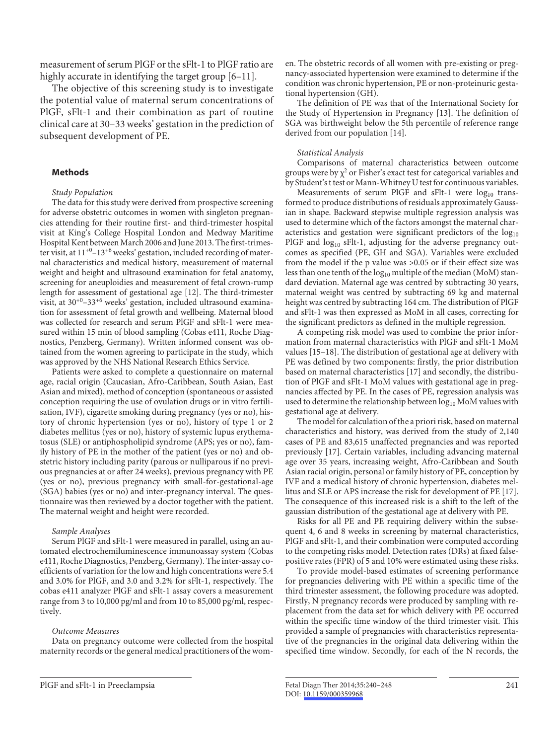measurement of serum PlGF or the sFlt-1 to PlGF ratio are highly accurate in identifying the target group [6–11].

The objective of this screening study is to investigate the potential value of maternal serum concentrations of PlGF, sFlt-1 and their combination as part of routine clinical care at 30–33 weeks' gestation in the prediction of subsequent development of PE.

## Methods

*Study Population*

The data for this study were derived from prospective screening for adverse obstetric outcomes in women with singleton pregnancies attending for their routine first- and third-trimester hospital visit at King's College Hospital London and Medway Maritime Hospital Kent between March 2006 and June 2013. The first-trimester visit, at $11^{+0}$–$13^{+6}$ weeks' gestation, included recording of maternal characteristics and medical history, measurement of maternal weight and height and ultrasound examination for fetal anatomy, screening for aneuploidies and measurement of fetal crown-rump length for assessment of gestational age [12]. The third-trimester visit, at $30^{+0}$–$33^{+6}$ weeks' gestation, included ultrasound examination for assessment of fetal growth and wellbeing. Maternal blood was collected for research and serum PlGF and sFlt-1 were measured within 15 min of blood sampling (Cobas e411, Roche Diagnostics, Penzberg, Germany). Written informed consent was obtained from the women agreeing to participate in the study, which was approved by the NHS National Research Ethics Service.

Patients were asked to complete a questionnaire on maternal age, racial origin (Caucasian, Afro-Caribbean, South Asian, East Asian and mixed), method of conception (spontaneous or assisted conception requiring the use of ovulation drugs or in vitro fertilisation, IVF), cigarette smoking during pregnancy (yes or no), history of chronic hypertension (yes or no), history of type 1 or 2 diabetes mellitus (yes or no), history of systemic lupus erythematosus (SLE) or antiphospholipid syndrome (APS; yes or no), family history of PE in the mother of the patient (yes or no) and obstetric history including parity (parous or nulliparous if no previous pregnancies at or after 24 weeks), previous pregnancy with PE (yes or no), previous pregnancy with small-for-gestational-age (SGA) babies (yes or no) and inter-pregnancy interval. The questionnaire was then reviewed by a doctor together with the patient. The maternal weight and height were recorded.

*Sample Analyses*

Serum PlGF and sFlt-1 were measured in parallel, using an automated electrochemiluminescence immunoassay system (Cobas e411, Roche Diagnostics, Penzberg, Germany). The inter-assay coefficients of variation for the low and high concentrations were 5.4 and 3.0% for PlGF, and 3.0 and 3.2% for sFlt-1, respectively. The cobas e411 analyzer PlGF and sFlt-1 assay covers a measurement range from 3 to 10,000 pg/ml and from 10 to 85,000 pg/ml, respectively.

*Outcome Measures*

Data on pregnancy outcome were collected from the hospital maternity records or the general medical practitioners of the women. The obstetric records of all women with pre-existing or pregnancy-associated hypertension were examined to determine if the condition was chronic hypertension, PE or non-proteinuric gestational hypertension (GH).

The definition of PE was that of the International Society for the Study of Hypertension in Pregnancy [13]. The definition of SGA was birthweight below the 5th percentile of reference range derived from our population [14].

*Statistical Analysis*

Comparisons of maternal characteristics between outcome groups were by $\chi^2$ or Fisher's exact test for categorical variables and by Student's t test or Mann-Whitney U test for continuous variables.

Measurements of serum PlGF and sFlt-1 were $\log_{10}$ transformed to produce distributions of residuals approximately Gaussian in shape. Backward stepwise multiple regression analysis was used to determine which of the factors amongst the maternal characteristics and gestation were significant predictors of the $\log_{10}$ PlGF and $\log_{10}$ sFlt-1, adjusting for the adverse pregnancy outcomes as specified (PE, GH and SGA). Variables were excluded from the model if the p value was >0.05 or if their effect size was less than one tenth of the $\log_{10}$ multiple of the median (MoM) standard deviation. Maternal age was centred by subtracting 30 years, maternal weight was centred by subtracting 69 kg and maternal height was centred by subtracting 164 cm. The distribution of PlGF and sFlt-1 was then expressed as MoM in all cases, correcting for the significant predictors as defined in the multiple regression.

A competing risk model was used to combine the prior information from maternal characteristics with PlGF and sFlt-1 MoM values [15–18]. The distribution of gestational age at delivery with PE was defined by two components: firstly, the prior distribution based on maternal characteristics [17] and secondly, the distribution of PlGF and sFlt-1 MoM values with gestational age in pregnancies affected by PE. In the cases of PE, regression analysis was used to determine the relationship between $\log_{10}$ MoM values with gestational age at delivery.

The model for calculation of the a priori risk, based on maternal characteristics and history, was derived from the study of 2,140 cases of PE and 83,615 unaffected pregnancies and was reported previously [17]. Certain variables, including advancing maternal age over 35 years, increasing weight, Afro-Caribbean and South Asian racial origin, personal or family history of PE, conception by IVF and a medical history of chronic hypertension, diabetes mellitus and SLE or APS increase the risk for development of PE [17]. The consequence of this increased risk is a shift to the left of the gaussian distribution of the gestational age at delivery with PE.

Risks for all PE and PE requiring delivery within the subsequent 4, 6 and 8 weeks in screening by maternal characteristics, PlGF and sFlt-1, and their combination were computed according to the competing risks model. Detection rates (DRs) at fixed false-positive rates (FPR) of 5 and 10% were estimated using these risks.

To provide model-based estimates of screening performance for pregnancies delivering with PE within a specific time of the third trimester assessment, the following procedure was adopted. Firstly, N pregnancy records were produced by sampling with replacement from the data set for which delivery with PE occurred within the specific time window of the third trimester visit. This provided a sample of pregnancies with characteristics representative of the pregnancies in the original data delivering within the specified time window. Secondly, for each of the N records, the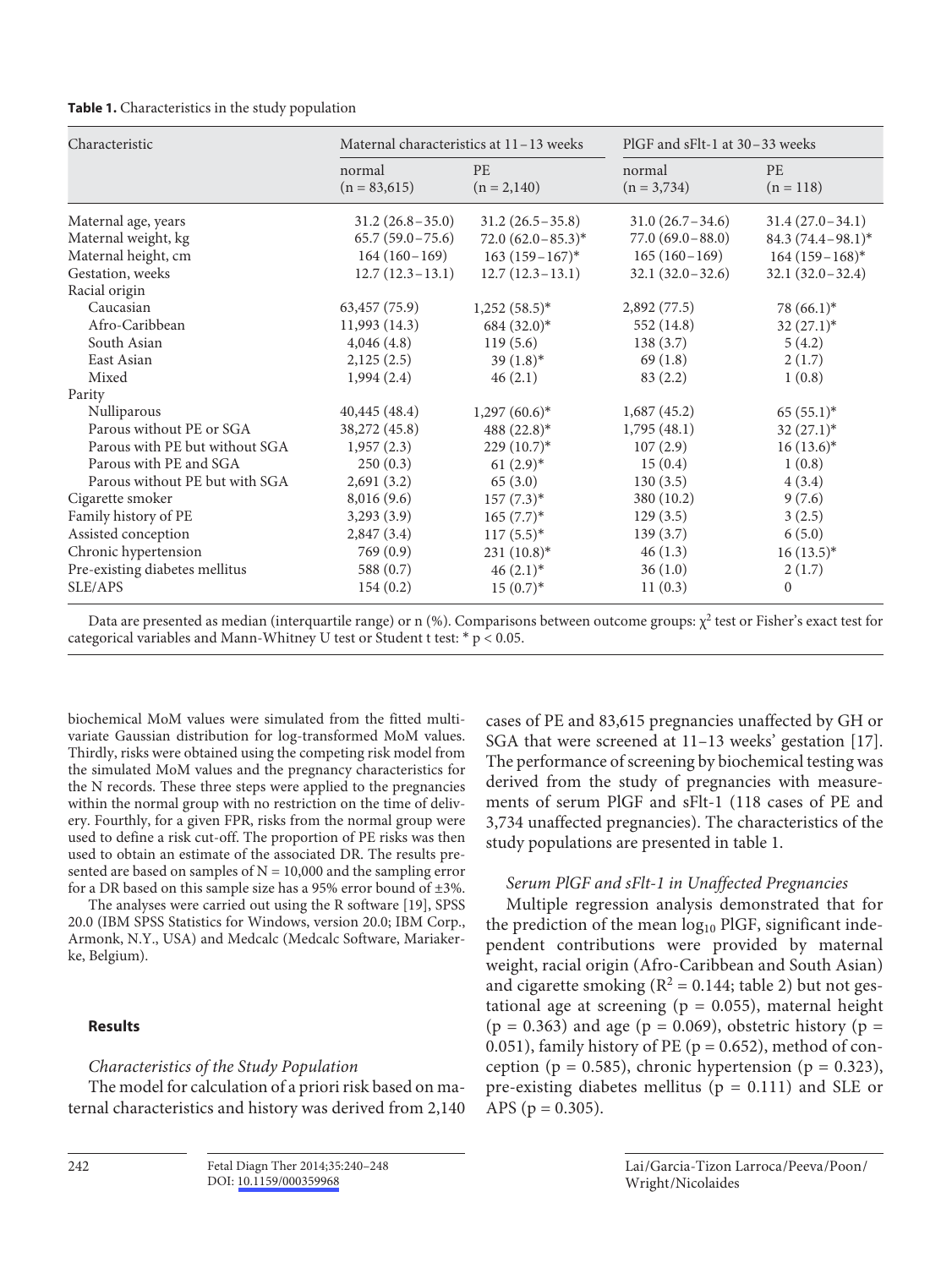**Table 1.** Characteristics in the study population

| Characteristic | Maternal characteristics at 11–13 weeks | | PlGF and sFlt-1 at 30–33 weeks | |
|---|---|---|---|---|
| | normal (n = 83,615) | PE (n = 2,140) | normal (n = 3,734) | PE (n = 118) |
| Maternal age, years | 31.2 (26.8–35.0) | 31.2 (26.5–35.8) | 31.0 (26.7–34.6) | 31.4 (27.0–34.1) |
| Maternal weight, kg | 65.7 (59.0–75.6) | 72.0 (62.0–85.3)* | 77.0 (69.0–88.0) | 84.3 (74.4–98.1)* |
| Maternal height, cm | 164 (160–169) | 163 (159–167)* | 165 (160–169) | 164 (159–168)* |
| Gestation, weeks | 12.7 (12.3–13.1) | 12.7 (12.3–13.1) | 32.1 (32.0–32.6) | 32.1 (32.0–32.4) |
| Racial origin | | | | |
| Caucasian | 63,457 (75.9) | 1,252 (58.5)* | 2,892 (77.5) | 78 (66.1)* |
| Afro-Caribbean | 11,993 (14.3) | 684 (32.0)* | 552 (14.8) | 32 (27.1)* |
| South Asian | 4,046 (4.8) | 119 (5.6) | 138 (3.7) | 5 (4.2) |
| East Asian | 2,125 (2.5) | 39 (1.8)* | 69 (1.8) | 2 (1.7) |
| Mixed | 1,994 (2.4) | 46 (2.1) | 83 (2.2) | 1 (0.8) |
| Parity | | | | |
| Nulliparous | 40,445 (48.4) | 1,297 (60.6)* | 1,687 (45.2) | 65 (55.1)* |
| Parous without PE or SGA | 38,272 (45.8) | 488 (22.8)* | 1,795 (48.1) | 32 (27.1)* |
| Parous with PE but without SGA | 1,957 (2.3) | 229 (10.7)* | 107 (2.9) | 16 (13.6)* |
| Parous with PE and SGA | 250 (0.3) | 61 (2.9)* | 15 (0.4) | 1 (0.8) |
| Parous without PE but with SGA | 2,691 (3.2) | 65 (3.0) | 130 (3.5) | 4 (3.4) |
| Cigarette smoker | 8,016 (9.6) | 157 (7.3)* | 380 (10.2) | 9 (7.6) |
| Family history of PE | 3,293 (3.9) | 165 (7.7)* | 129 (3.5) | 3 (2.5) |
| Assisted conception | 2,847 (3.4) | 117 (5.5)* | 139 (3.7) | 6 (5.0) |
| Chronic hypertension | 769 (0.9) | 231 (10.8)* | 46 (1.3) | 16 (13.5)* |
| Pre-existing diabetes mellitus | 588 (0.7) | 46 (2.1)* | 36 (1.0) | 2 (1.7) |
| SLE/APS | 154 (0.2) | 15 (0.7)* | 11 (0.3) | 0 |

Data are presented as median (interquartile range) or n (%). Comparisons between outcome groups: $\chi^2$ test or Fisher's exact test for categorical variables and Mann-Whitney U test or Student t test: * $p < 0.05$.

biochemical MoM values were simulated from the fitted multivariate Gaussian distribution for log-transformed MoM values. Thirdly, risks were obtained using the competing risk model from the simulated MoM values and the pregnancy characteristics for the N records. These three steps were applied to the pregnancies within the normal group with no restriction on the time of delivery. Fourthly, for a given FPR, risks from the normal group were used to define a risk cut-off. The proportion of PE risks was then used to obtain an estimate of the associated DR. The results presented are based on samples of N = 10,000 and the sampling error for a DR based on this sample size has a 95% error bound of ±3%.

The analyses were carried out using the R software [19], SPSS 20.0 (IBM SPSS Statistics for Windows, version 20.0; IBM Corp., Armonk, N.Y., USA) and Medcalc (Medcalc Software, Mariakerke, Belgium).

## Results

### *Characteristics of the Study Population*

The model for calculation of a priori risk based on maternal characteristics and history was derived from 2,140 cases of PE and 83,615 pregnancies unaffected by GH or SGA that were screened at 11–13 weeks' gestation [17]. The performance of screening by biochemical testing was derived from the study of pregnancies with measurements of serum PlGF and sFlt-1 (118 cases of PE and 3,734 unaffected pregnancies). The characteristics of the study populations are presented in table 1.

### *Serum PlGF and sFlt-1 in Unaffected Pregnancies*

Multiple regression analysis demonstrated that for the prediction of the mean $\log_{10}$ PlGF, significant independent contributions were provided by maternal weight, racial origin (Afro-Caribbean and South Asian) and cigarette smoking ($R^2 = 0.144$; table 2) but not gestational age at screening ($p = 0.055$), maternal height ($p = 0.363$) and age ($p = 0.069$), obstetric history ($p = 0.051$), family history of PE ($p = 0.652$), method of conception ($p = 0.585$), chronic hypertension ($p = 0.323$), pre-existing diabetes mellitus ($p = 0.111$) and SLE or APS ($p = 0.305$).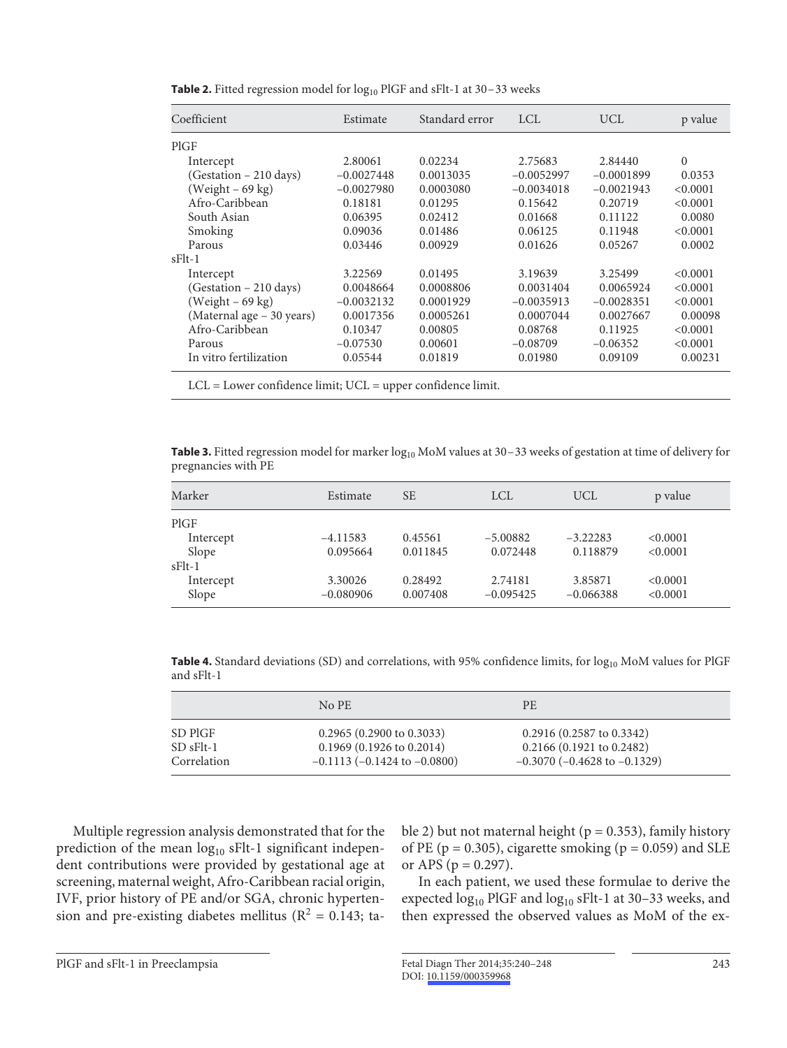**Table 2.** Fitted regression model for $\log_{10}$ PlGF and sFlt-1 at 30–33 weeks

| Coefficient | Estimate | Standard error | LCL | UCL | p value |
|---|---|---|---|---|---|
| PlGF | | | | | |
| Intercept | 2.80061 | 0.02234 | 2.75683 | 2.84440 | 0 |
| (Gestation – 210 days) | −0.0027448 | 0.0013035 | −0.0052997 | −0.0001899 | 0.0353 |
| (Weight – 69 kg) | −0.0027980 | 0.0003080 | −0.0034018 | −0.0021943 | <0.0001 |
| Afro-Caribbean | 0.18181 | 0.01295 | 0.15642 | 0.20719 | <0.0001 |
| South Asian | 0.06395 | 0.02412 | 0.01668 | 0.11122 | 0.0080 |
| Smoking | 0.09036 | 0.01486 | 0.06125 | 0.11948 | <0.0001 |
| Parous | 0.03446 | 0.00929 | 0.01626 | 0.05267 | 0.0002 |
| sFlt-1 | | | | | |
| Intercept | 3.22569 | 0.01495 | 3.19639 | 3.25499 | <0.0001 |
| (Gestation – 210 days) | 0.0048664 | 0.0008806 | 0.0031404 | 0.0065924 | <0.0001 |
| (Weight – 69 kg) | −0.0032132 | 0.0001929 | −0.0035913 | −0.0028351 | <0.0001 |
| (Maternal age – 30 years) | 0.0017356 | 0.0005261 | 0.0007044 | 0.0027667 | 0.00098 |
| Afro-Caribbean | 0.10347 | 0.00805 | 0.08768 | 0.11925 | <0.0001 |
| Parous | −0.07530 | 0.00601 | −0.08709 | −0.06352 | <0.0001 |
| In vitro fertilization | 0.05544 | 0.01819 | 0.01980 | 0.09109 | 0.00231 |

LCL = Lower confidence limit; UCL = upper confidence limit.

**Table 3.** Fitted regression model for marker $\log_{10}$ MoM values at 30–33 weeks of gestation at time of delivery for pregnancies with PE

| Marker | Estimate | SE | LCL | UCL | p value |
|---|---|---|---|---|---|
| PlGF | | | | | |
| Intercept | −4.11583 | 0.45561 | −5.00882 | −3.22283 | <0.0001 |
| Slope | 0.095664 | 0.011845 | 0.072448 | 0.118879 | <0.0001 |
| sFlt-1 | | | | | |
| Intercept | 3.30026 | 0.28492 | 2.74181 | 3.85871 | <0.0001 |
| Slope | −0.080906 | 0.007408 | −0.095425 | −0.066388 | <0.0001 |

**Table 4.** Standard deviations (SD) and correlations, with 95% confidence limits, for $\log_{10}$ MoM values for PlGF and sFlt-1

| | No PE | PE |
|---|---|---|
| SD PlGF | 0.2965 (0.2900 to 0.3033) | 0.2916 (0.2587 to 0.3342) |
| SD sFlt-1 | 0.1969 (0.1926 to 0.2014) | 0.2166 (0.1921 to 0.2482) |
| Correlation | −0.1113 (−0.1424 to −0.0800) | −0.3070 (−0.4628 to −0.1329) |

Multiple regression analysis demonstrated that for the prediction of the mean $\log_{10}$ sFlt-1 significant independent contributions were provided by gestational age at screening, maternal weight, Afro-Caribbean racial origin, IVF, prior history of PE and/or SGA, chronic hypertension and pre-existing diabetes mellitus ($R^2 = 0.143$; table 2) but not maternal height ($p = 0.353$), family history of PE ($p = 0.305$), cigarette smoking ($p = 0.059$) and SLE or APS ($p = 0.297$).

In each patient, we used these formulae to derive the expected $\log_{10}$ PlGF and $\log_{10}$ sFlt-1 at 30–33 weeks, and then expressed the observed values as MoM of the ex-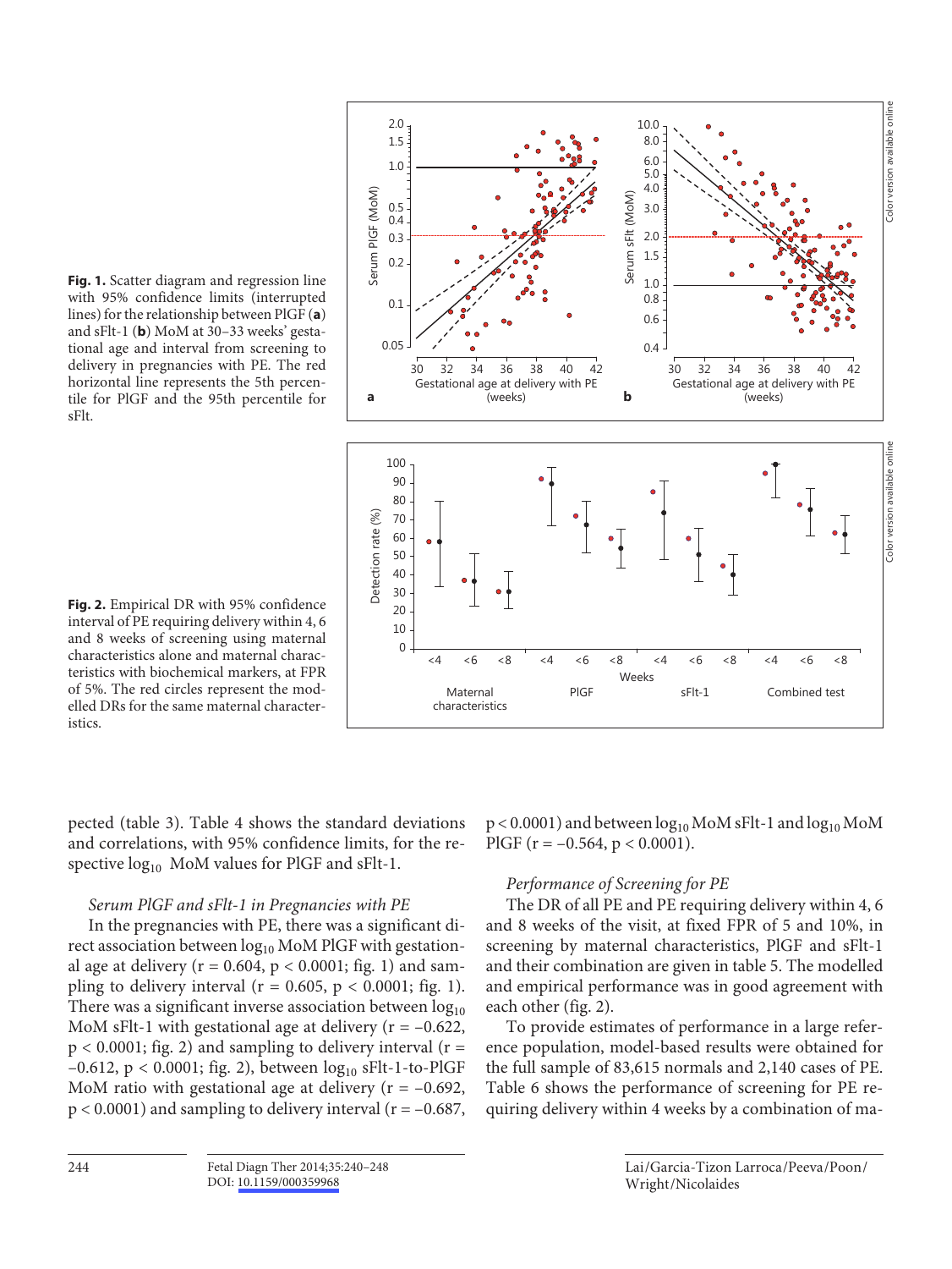**Fig. 1.** Scatter diagram and regression line with 95% confidence limits (interrupted lines) for the relationship between PlGF (**a**) and sFlt-1 (**b**) MoM at 30–33 weeks' gestational age and interval from screening to delivery in pregnancies with PE. The red horizontal line represents the 5th percentile for PlGF and the 95th percentile for sFlt.

**Fig. 2.** Empirical DR with 95% confidence interval of PE requiring delivery within 4, 6 and 8 weeks of screening using maternal characteristics alone and maternal characteristics with biochemical markers, at FPR of 5%. The red circles represent the modelled DRs for the same maternal characteristics.

pected (table 3). Table 4 shows the standard deviations and correlations, with 95% confidence limits, for the respective $\log_{10}$ MoM values for PlGF and sFlt-1.

*Serum PlGF and sFlt-1 in Pregnancies with PE*

In the pregnancies with PE, there was a significant direct association between $\log_{10}$ MoM PlGF with gestational age at delivery ($r = 0.604$, $p < 0.0001$; fig. 1) and sampling to delivery interval ($r = 0.605$, $p < 0.0001$; fig. 1). There was a significant inverse association between $\log_{10}$ MoM sFlt-1 with gestational age at delivery ($r = -0.622$, $p < 0.0001$; fig. 2) and sampling to delivery interval ($r = -0.612$, $p < 0.0001$; fig. 2), between $\log_{10}$ sFlt-1-to-PlGF MoM ratio with gestational age at delivery ($r = -0.692$, $p < 0.0001$) and sampling to delivery interval ($r = -0.687$, $p < 0.0001$) and between $\log_{10}$ MoM sFlt-1 and $\log_{10}$ MoM PlGF ($r = -0.564$, $p < 0.0001$).

*Performance of Screening for PE*

The DR of all PE and PE requiring delivery within 4, 6 and 8 weeks of the visit, at fixed FPR of 5 and 10%, in screening by maternal characteristics, PlGF and sFlt-1 and their combination are given in table 5. The modelled and empirical performance was in good agreement with each other (fig. 2).

To provide estimates of performance in a large reference population, model-based results were obtained for the full sample of 83,615 normals and 2,140 cases of PE. Table 6 shows the performance of screening for PE requiring delivery within 4 weeks by a combination of ma-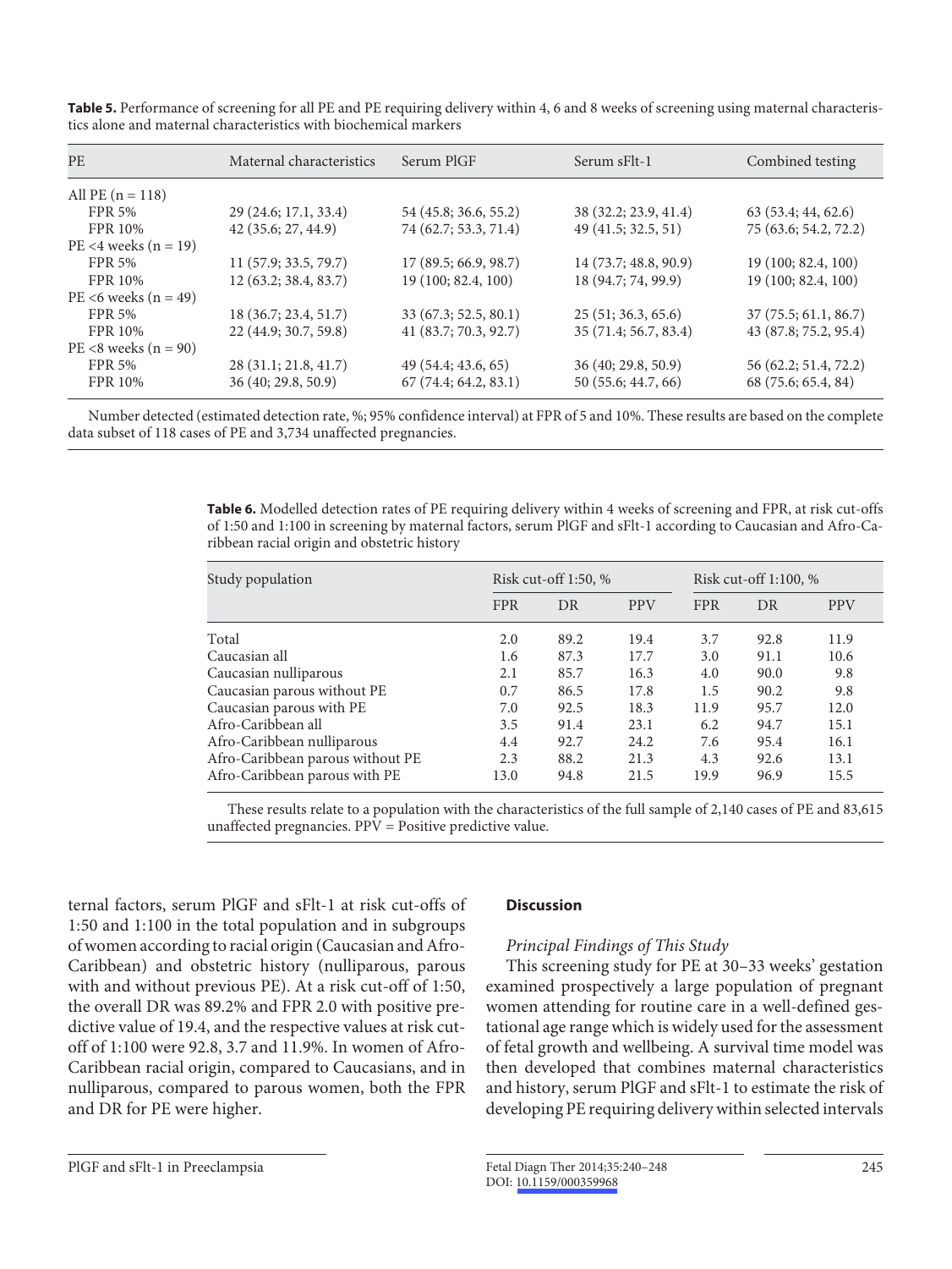**Table 5.** Performance of screening for all PE and PE requiring delivery within 4, 6 and 8 weeks of screening using maternal characteristics alone and maternal characteristics with biochemical markers

| PE | Maternal characteristics | Serum PlGF | Serum sFlt-1 | Combined testing |
|---|---|---|---|---|
| All PE (n = 118) | | | | |
| FPR 5% | 29 (24.6; 17.1, 33.4) | 54 (45.8; 36.6, 55.2) | 38 (32.2; 23.9, 41.4) | 63 (53.4; 44, 62.6) |
| FPR 10% | 42 (35.6; 27, 44.9) | 74 (62.7; 53.3, 71.4) | 49 (41.5; 32.5, 51) | 75 (63.6; 54.2, 72.2) |
| PE <4 weeks (n = 19) | | | | |
| FPR 5% | 11 (57.9; 33.5, 79.7) | 17 (89.5; 66.9, 98.7) | 14 (73.7; 48.8, 90.9) | 19 (100; 82.4, 100) |
| FPR 10% | 12 (63.2; 38.4, 83.7) | 19 (100; 82.4, 100) | 18 (94.7; 74, 99.9) | 19 (100; 82.4, 100) |
| PE <6 weeks (n = 49) | | | | |
| FPR 5% | 18 (36.7; 23.4, 51.7) | 33 (67.3; 52.5, 80.1) | 25 (51; 36.3, 65.6) | 37 (75.5; 61.1, 86.7) |
| FPR 10% | 22 (44.9; 30.7, 59.8) | 41 (83.7; 70.3, 92.7) | 35 (71.4; 56.7, 83.4) | 43 (87.8; 75.2, 95.4) |
| PE <8 weeks (n = 90) | | | | |
| FPR 5% | 28 (31.1; 21.8, 41.7) | 49 (54.4; 43.6, 65) | 36 (40; 29.8, 50.9) | 56 (62.2; 51.4, 72.2) |
| FPR 10% | 36 (40; 29.8, 50.9) | 67 (74.4; 64.2, 83.1) | 50 (55.6; 44.7, 66) | 68 (75.6; 65.4, 84) |

Number detected (estimated detection rate, %; 95% confidence interval) at FPR of 5 and 10%. These results are based on the complete data subset of 118 cases of PE and 3,734 unaffected pregnancies.

**Table 6.** Modelled detection rates of PE requiring delivery within 4 weeks of screening and FPR, at risk cut-offs of 1:50 and 1:100 in screening by maternal factors, serum PlGF and sFlt-1 according to Caucasian and Afro-Caribbean racial origin and obstetric history

| Study population | Risk cut-off 1:50, % | | | Risk cut-off 1:100, % | | |
|---|---|---|---|---|---|---|
| | FPR | DR | PPV | FPR | DR | PPV |
| Total | 2.0 | 89.2 | 19.4 | 3.7 | 92.8 | 11.9 |
| Caucasian all | 1.6 | 87.3 | 17.7 | 3.0 | 91.1 | 10.6 |
| Caucasian nulliparous | 2.1 | 85.7 | 16.3 | 4.0 | 90.0 | 9.8 |
| Caucasian parous without PE | 0.7 | 86.5 | 17.8 | 1.5 | 90.2 | 9.8 |
| Caucasian parous with PE | 7.0 | 92.5 | 18.3 | 11.9 | 95.7 | 12.0 |
| Afro-Caribbean all | 3.5 | 91.4 | 23.1 | 6.2 | 94.7 | 15.1 |
| Afro-Caribbean nulliparous | 4.4 | 92.7 | 24.2 | 7.6 | 95.4 | 16.1 |
| Afro-Caribbean parous without PE | 2.3 | 88.2 | 21.3 | 4.3 | 92.6 | 13.1 |
| Afro-Caribbean parous with PE | 13.0 | 94.8 | 21.5 | 19.9 | 96.9 | 15.5 |

These results relate to a population with the characteristics of the full sample of 2,140 cases of PE and 83,615 unaffected pregnancies. PPV = Positive predictive value.

ternal factors, serum PlGF and sFlt-1 at risk cut-offs of 1:50 and 1:100 in the total population and in subgroups of women according to racial origin (Caucasian and Afro-Caribbean) and obstetric history (nulliparous, parous with and without previous PE). At a risk cut-off of 1:50, the overall DR was 89.2% and FPR 2.0 with positive predictive value of 19.4, and the respective values at risk cut-off of 1:100 were 92.8, 3.7 and 11.9%. In women of Afro-Caribbean racial origin, compared to Caucasians, and in nulliparous, compared to parous women, both the FPR and DR for PE were higher.

## Discussion

### *Principal Findings of This Study*

This screening study for PE at 30–33 weeks' gestation examined prospectively a large population of pregnant women attending for routine care in a well-defined gestational age range which is widely used for the assessment of fetal growth and wellbeing. A survival time model was then developed that combines maternal characteristics and history, serum PlGF and sFlt-1 to estimate the risk of developing PE requiring delivery within selected intervals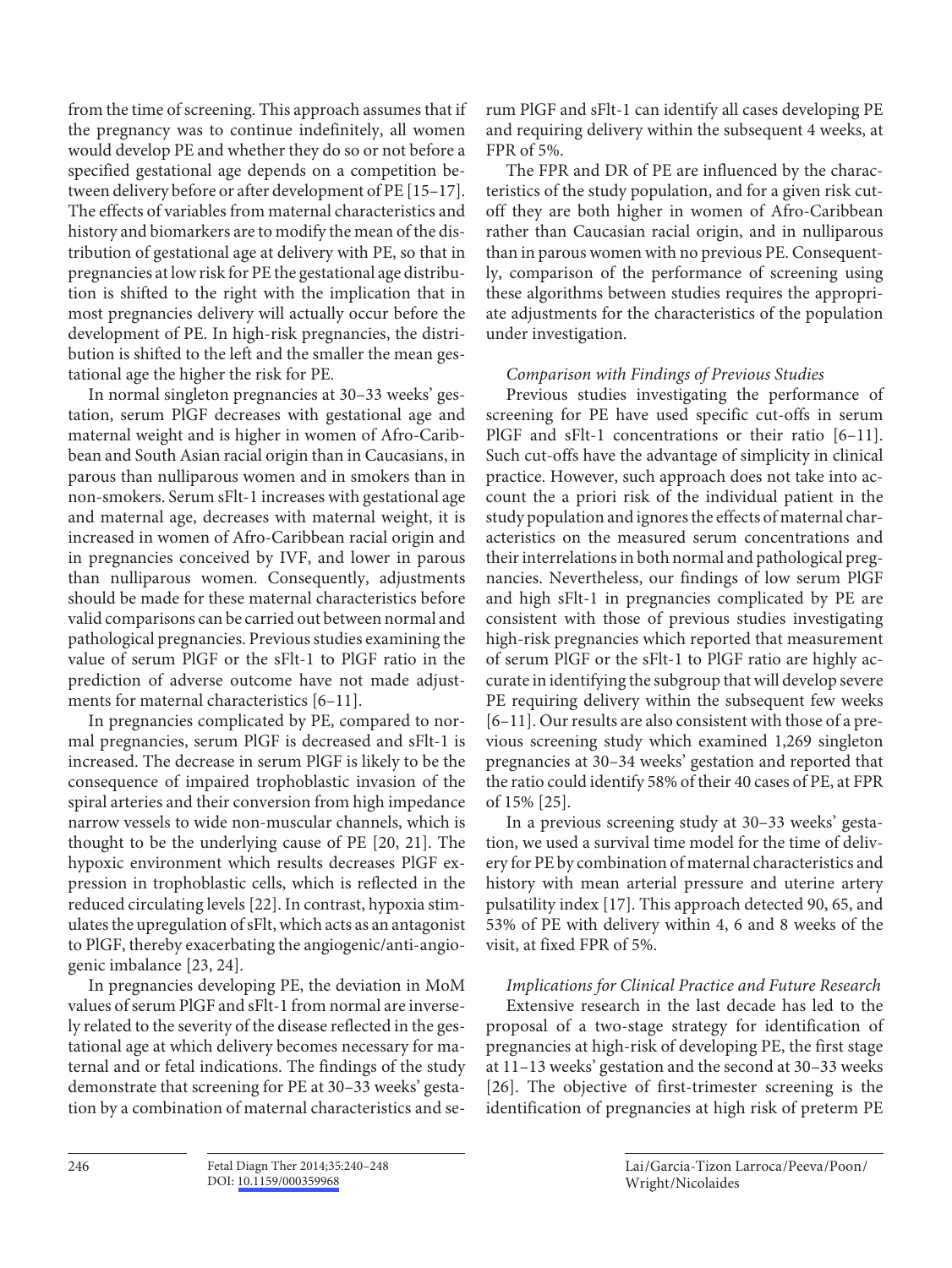from the time of screening. This approach assumes that if the pregnancy was to continue indefinitely, all women would develop PE and whether they do so or not before a specified gestational age depends on a competition between delivery before or after development of PE [15–17]. The effects of variables from maternal characteristics and history and biomarkers are to modify the mean of the distribution of gestational age at delivery with PE, so that in pregnancies at low risk for PE the gestational age distribution is shifted to the right with the implication that in most pregnancies delivery will actually occur before the development of PE. In high-risk pregnancies, the distribution is shifted to the left and the smaller the mean gestational age the higher the risk for PE.

In normal singleton pregnancies at 30–33 weeks' gestation, serum PlGF decreases with gestational age and maternal weight and is higher in women of Afro-Caribbean and South Asian racial origin than in Caucasians, in parous than nulliparous women and in smokers than in non-smokers. Serum sFlt-1 increases with gestational age and maternal age, decreases with maternal weight, it is increased in women of Afro-Caribbean racial origin and in pregnancies conceived by IVF, and lower in parous than nulliparous women. Consequently, adjustments should be made for these maternal characteristics before valid comparisons can be carried out between normal and pathological pregnancies. Previous studies examining the value of serum PlGF or the sFlt-1 to PlGF ratio in the prediction of adverse outcome have not made adjustments for maternal characteristics [6–11].

In pregnancies complicated by PE, compared to normal pregnancies, serum PlGF is decreased and sFlt-1 is increased. The decrease in serum PlGF is likely to be the consequence of impaired trophoblastic invasion of the spiral arteries and their conversion from high impedance narrow vessels to wide non-muscular channels, which is thought to be the underlying cause of PE [20, 21]. The hypoxic environment which results decreases PlGF expression in trophoblastic cells, which is reflected in the reduced circulating levels [22]. In contrast, hypoxia stimulates the upregulation of sFlt, which acts as an antagonist to PlGF, thereby exacerbating the angiogenic/anti-angiogenic imbalance [23, 24].

In pregnancies developing PE, the deviation in MoM values of serum PlGF and sFlt-1 from normal are inversely related to the severity of the disease reflected in the gestational age at which delivery becomes necessary for maternal and or fetal indications. The findings of the study demonstrate that screening for PE at 30–33 weeks' gestation by a combination of maternal characteristics and serum PlGF and sFlt-1 can identify all cases developing PE and requiring delivery within the subsequent 4 weeks, at FPR of 5%.

The FPR and DR of PE are influenced by the characteristics of the study population, and for a given risk cut-off they are both higher in women of Afro-Caribbean rather than Caucasian racial origin, and in nulliparous than in parous women with no previous PE. Consequently, comparison of the performance of screening using these algorithms between studies requires the appropriate adjustments for the characteristics of the population under investigation.

*Comparison with Findings of Previous Studies*

Previous studies investigating the performance of screening for PE have used specific cut-offs in serum PlGF and sFlt-1 concentrations or their ratio [6–11]. Such cut-offs have the advantage of simplicity in clinical practice. However, such approach does not take into account the a priori risk of the individual patient in the study population and ignores the effects of maternal characteristics on the measured serum concentrations and their interrelations in both normal and pathological pregnancies. Nevertheless, our findings of low serum PlGF and high sFlt-1 in pregnancies complicated by PE are consistent with those of previous studies investigating high-risk pregnancies which reported that measurement of serum PlGF or the sFlt-1 to PlGF ratio are highly accurate in identifying the subgroup that will develop severe PE requiring delivery within the subsequent few weeks [6–11]. Our results are also consistent with those of a previous screening study which examined 1,269 singleton pregnancies at 30–34 weeks' gestation and reported that the ratio could identify 58% of their 40 cases of PE, at FPR of 15% [25].

In a previous screening study at 30–33 weeks' gestation, we used a survival time model for the time of delivery for PE by combination of maternal characteristics and history with mean arterial pressure and uterine artery pulsatility index [17]. This approach detected 90, 65, and 53% of PE with delivery within 4, 6 and 8 weeks of the visit, at fixed FPR of 5%.

*Implications for Clinical Practice and Future Research*

Extensive research in the last decade has led to the proposal of a two-stage strategy for identification of pregnancies at high-risk of developing PE, the first stage at 11–13 weeks' gestation and the second at 30–33 weeks [26]. The objective of first-trimester screening is the identification of pregnancies at high risk of preterm PE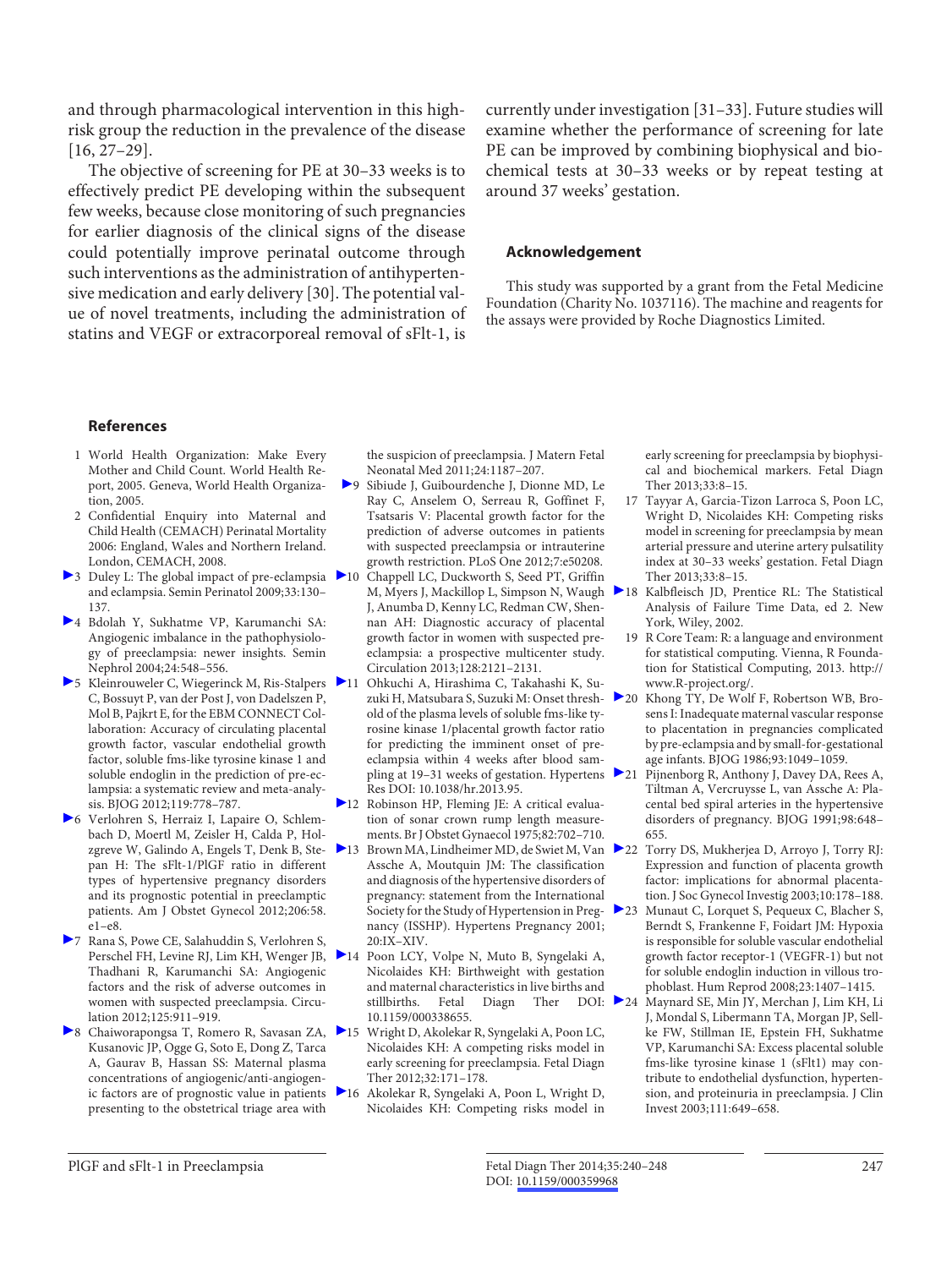and through pharmacological intervention in this high-risk group the reduction in the prevalence of the disease [16, 27–29].

The objective of screening for PE at 30–33 weeks is to effectively predict PE developing within the subsequent few weeks, because close monitoring of such pregnancies for earlier diagnosis of the clinical signs of the disease could potentially improve perinatal outcome through such interventions as the administration of antihypertensive medication and early delivery [30]. The potential value of novel treatments, including the administration of statins and VEGF or extracorporeal removal of sFlt-1, is currently under investigation [31–33]. Future studies will examine whether the performance of screening for late PE can be improved by combining biophysical and biochemical tests at 30–33 weeks or by repeat testing at around 37 weeks' gestation.

## Acknowledgement

This study was supported by a grant from the Fetal Medicine Foundation (Charity No. 1037116). The machine and reagents for the assays were provided by Roche Diagnostics Limited.

## References

1. World Health Organization: Make Every Mother and Child Count. World Health Report, 2005. Geneva, World Health Organization, 2005.
2. Confidential Enquiry into Maternal and Child Health (CEMACH) Perinatal Mortality 2006: England, Wales and Northern Ireland. London, CEMACH, 2008.
3. Duley L: The global impact of pre-eclampsia and eclampsia. Semin Perinatol 2009;33:130–137.
4. Bdolah Y, Sukhatme VP, Karumanchi SA: Angiogenic imbalance in the pathophysiology of preeclampsia: newer insights. Semin Nephrol 2004;24:548–556.
5. Kleinrouweler C, Wiegerinck M, Ris-Stalpers C, Bossuyt P, van der Post J, von Dadelszen P, Mol B, Pajkrt E, for the EBM CONNECT Collaboration: Accuracy of circulating placental growth factor, vascular endothelial growth factor, soluble fms-like tyrosine kinase 1 and soluble endoglin in the prediction of pre-eclampsia: a systematic review and meta-analysis. BJOG 2012;119:778–787.
6. Verlohren S, Herraiz I, Lapaire O, Schlembach D, Moertl M, Zeisler H, Calda P, Holzgreve W, Galindo A, Engels T, Denk B, Stepan H: The sFlt-1/PlGF ratio in different types of hypertensive pregnancy disorders and its prognostic potential in preeclamptic patients. Am J Obstet Gynecol 2012;206:58.e1–e8.
7. Rana S, Powe CE, Salahuddin S, Verlohren S, Perschel FH, Levine RJ, Lim KH, Wenger JB, Thadhani R, Karumanchi SA: Angiogenic factors and the risk of adverse outcomes in women with suspected preeclampsia. Circulation 2012;125:911–919.
8. Chaiworapongsa T, Romero R, Savasan ZA, Kusanovic JP, Ogge G, Soto E, Dong Z, Tarca A, Gaurav B, Hassan SS: Maternal plasma concentrations of angiogenic/anti-angiogenic factors are of prognostic value in patients presenting to the obstetrical triage area with the suspicion of preeclampsia. J Matern Fetal Neonatal Med 2011;24:1187–207.
9. Sibiude J, Guibourdenche J, Dionne MD, Le Ray C, Anselem O, Serreau R, Goffinet F, Tsatsaris V: Placental growth factor for the prediction of adverse outcomes in patients with suspected preeclampsia or intrauterine growth restriction. PLoS One 2012;7:e50208.
10. Chappell LC, Duckworth S, Seed PT, Griffin M, Myers J, Mackillop L, Simpson N, Waugh J, Anumba D, Kenny LC, Redman CW, Shennan AH: Diagnostic accuracy of placental growth factor in women with suspected preeclampsia: a prospective multicenter study. Circulation 2013;128:2121–2131.
11. Ohkuchi A, Hirashima C, Takahashi K, Suzuki H, Matsubara S, Suzuki M: Onset threshold of the plasma levels of soluble fms-like tyrosine kinase 1/placental growth factor ratio for predicting the imminent onset of preeclampsia within 4 weeks after blood sampling at 19–31 weeks of gestation. Hypertens Res DOI: 10.1038/hr.2013.95.
12. Robinson HP, Fleming JE: A critical evaluation of sonar crown rump length measurements. Br J Obstet Gynaecol 1975;82:702–710.
13. Brown MA, Lindheimer MD, de Swiet M, Van Assche A, Moutquin JM: The classification and diagnosis of the hypertensive disorders of pregnancy: statement from the International Society for the Study of Hypertension in Pregnancy (ISSHP). Hypertens Pregnancy 2001; 20:IX–XIV.
14. Poon LCY, Volpe N, Muto B, Syngelaki A, Nicolaides KH: Birthweight with gestation and maternal characteristics in live births and stillbirths. Fetal Diagn Ther DOI: 10.1159/000338655.
15. Wright D, Akolekar R, Syngelaki A, Poon LC, Nicolaides KH: A competing risks model in early screening for preeclampsia. Fetal Diagn Ther 2012;32:171–178.
16. Akolekar R, Syngelaki A, Poon L, Wright D, Nicolaides KH: Competing risks model in early screening for preeclampsia by biophysical and biochemical markers. Fetal Diagn Ther 2013;33:8–15.
17. Tayyar A, Garcia-Tizon Larroca S, Poon LC, Wright D, Nicolaides KH: Competing risks model in screening for preeclampsia by mean arterial pressure and uterine artery pulsatility index at 30–33 weeks' gestation. Fetal Diagn Ther 2013;33:8–15.
18. Kalbfleisch JD, Prentice RL: The Statistical Analysis of Failure Time Data, ed 2. New York, Wiley, 2002.
19. R Core Team: R: a language and environment for statistical computing. Vienna, R Foundation for Statistical Computing, 2013. http://www.R-project.org/.
20. Khong TY, De Wolf F, Robertson WB, Brosens I: Inadequate maternal vascular response to placentation in pregnancies complicated by pre-eclampsia and by small-for-gestational age infants. BJOG 1986;93:1049–1059.
21. Pijnenborg R, Anthony J, Davey DA, Rees A, Tiltman A, Vercruysse L, van Assche A: Placental bed spiral arteries in the hypertensive disorders of pregnancy. BJOG 1991;98:648–655.
22. Torry DS, Mukherjea D, Arroyo J, Torry RJ: Expression and function of placenta growth factor: implications for abnormal placentation. J Soc Gynecol Investig 2003;10:178–188.
23. Munaut C, Lorquet S, Pequeux C, Blacher S, Berndt S, Frankenne F, Foidart JM: Hypoxia is responsible for soluble vascular endothelial growth factor receptor-1 (VEGFR-1) but not for soluble endoglin induction in villous trophoblast. Hum Reprod 2008;23:1407–1415.
24. Maynard SE, Min JY, Merchan J, Lim KH, Li J, Mondal S, Libermann TA, Morgan JP, Sellke FW, Stillman IE, Epstein FH, Sukhatme VP, Karumanchi SA: Excess placental soluble fms-like tyrosine kinase 1 (sFlt1) may contribute to endothelial dysfunction, hypertension, and proteinuria in preeclampsia. J Clin Invest 2003;111:649–658.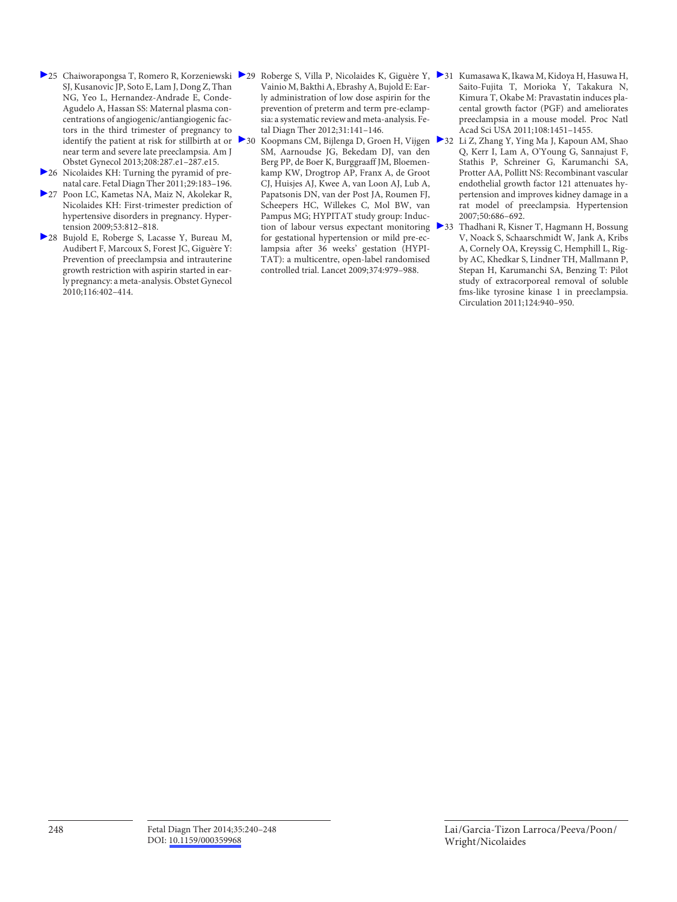25 Chaiworapongsa T, Romero R, Korzeniewski SJ, Kusanovic JP, Soto E, Lam J, Dong Z, Than NG, Yeo L, Hernandez-Andrade E, Conde-Agudelo A, Hassan SS: Maternal plasma concentrations of angiogenic/antiangiogenic factors in the third trimester of pregnancy to identify the patient at risk for stillbirth at or near term and severe late preeclampsia. Am J Obstet Gynecol 2013;208:287.e1–287.e15.

26 Nicolaides KH: Turning the pyramid of prenatal care. Fetal Diagn Ther 2011;29:183–196.

27 Poon LC, Kametas NA, Maiz N, Akolekar R, Nicolaides KH: First-trimester prediction of hypertensive disorders in pregnancy. Hypertension 2009;53:812–818.

28 Bujold E, Roberge S, Lacasse Y, Bureau M, Audibert F, Marcoux S, Forest JC, Giguère Y: Prevention of preeclampsia and intrauterine growth restriction with aspirin started in early pregnancy: a meta-analysis. Obstet Gynecol 2010;116:402–414.

29 Roberge S, Villa P, Nicolaides K, Giguère Y, Vainio M, Bakthi A, Ebrashy A, Bujold E: Early administration of low dose aspirin for the prevention of preterm and term pre-eclampsia: a systematic review and meta-analysis. Fetal Diagn Ther 2012;31:141–146.

30 Koopmans CM, Bijlenga D, Groen H, Vijgen SM, Aarnoudse JG, Bekedam DJ, van den Berg PP, de Boer K, Burggraaff JM, Bloemenkamp KW, Drogtrop AP, Franx A, de Groot CJ, Huisjes AJ, Kwee A, van Loon AJ, Lub A, Papatsonis DN, van der Post JA, Roumen FJ, Scheepers HC, Willekes C, Mol BW, van Pampus MG; HYPITAT study group: Induction of labour versus expectant monitoring for gestational hypertension or mild pre-eclampsia after 36 weeks' gestation (HYPITAT): a multicentre, open-label randomised controlled trial. Lancet 2009;374:979–988.

31 Kumasawa K, Ikawa M, Kidoya H, Hasuwa H, Saito-Fujita T, Morioka Y, Takakura N, Kimura T, Okabe M: Pravastatin induces placental growth factor (PGF) and ameliorates preeclampsia in a mouse model. Proc Natl Acad Sci USA 2011;108:1451–1455.

32 Li Z, Zhang Y, Ying Ma J, Kapoun AM, Shao Q, Kerr I, Lam A, O'Young G, Sannajust F, Stathis P, Schreiner G, Karumanchi SA, Protter AA, Pollitt NS: Recombinant vascular endothelial growth factor 121 attenuates hypertension and improves kidney damage in a rat model of preeclampsia. Hypertension 2007;50:686–692.

33 Thadhani R, Kisner T, Hagmann H, Bossung V, Noack S, Schaarschmidt W, Jank A, Kribs A, Cornely OA, Kreyssig C, Hemphill L, Rigby AC, Khedkar S, Lindner TH, Mallmann P, Stepan H, Karumanchi SA, Benzing T: Pilot study of extracorporeal removal of soluble fms-like tyrosine kinase 1 in preeclampsia. Circulation 2011;124:940–950.